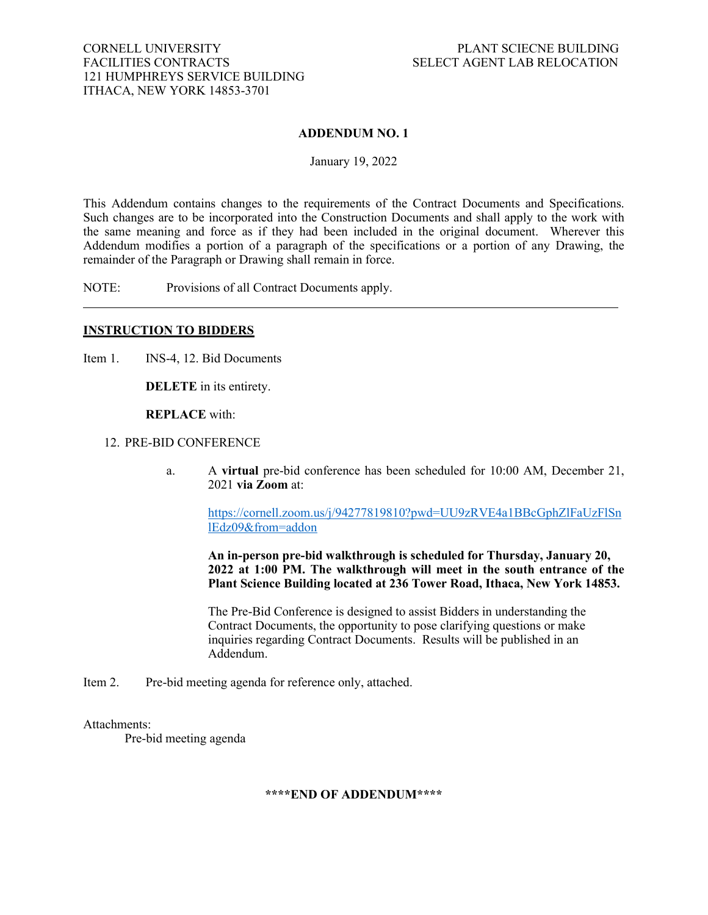CORNELL UNIVERSITY
FACILITIES CONTRACTS
121 HUMPHREYS SERVICE BUILDING
ITHACA, NEW YORK 14853-3701

PLANT SCIECNE BUILDING
SELECT AGENT LAB RELOCATION

# ADDENDUM NO. 1

January 19, 2022

This Addendum contains changes to the requirements of the Contract Documents and Specifications. Such changes are to be incorporated into the Construction Documents and shall apply to the work with the same meaning and force as if they had been included in the original document. Wherever this Addendum modifies a portion of a paragraph of the specifications or a portion of any Drawing, the remainder of the Paragraph or Drawing shall remain in force.

NOTE: Provisions of all Contract Documents apply.

---

## INSTRUCTION TO BIDDERS

Item 1. INS-4, 12. Bid Documents

**DELETE** in its entirety.

**REPLACE** with:

12. PRE-BID CONFERENCE

a. A **virtual** pre-bid conference has been scheduled for 10:00 AM, December 21, 2021 **via Zoom** at:

[https://cornell.zoom.us/j/94277819810?pwd=UU9zRVE4a1BBcGphZlFaUzFlSnlEdz09&from=addon](https://cornell.zoom.us/j/94277819810?pwd=UU9zRVE4a1BBcGphZlFaUzFlSnlEdz09&from=addon)

**An in-person pre-bid walkthrough is scheduled for Thursday, January 20, 2022 at 1:00 PM. The walkthrough will meet in the south entrance of the Plant Science Building located at 236 Tower Road, Ithaca, New York 14853.**

The Pre-Bid Conference is designed to assist Bidders in understanding the Contract Documents, the opportunity to pose clarifying questions or make inquiries regarding Contract Documents. Results will be published in an Addendum.

Item 2. Pre-bid meeting agenda for reference only, attached.

Attachments:

Pre-bid meeting agenda

**\*\*\*\*END OF ADDENDUM\*\*\*\***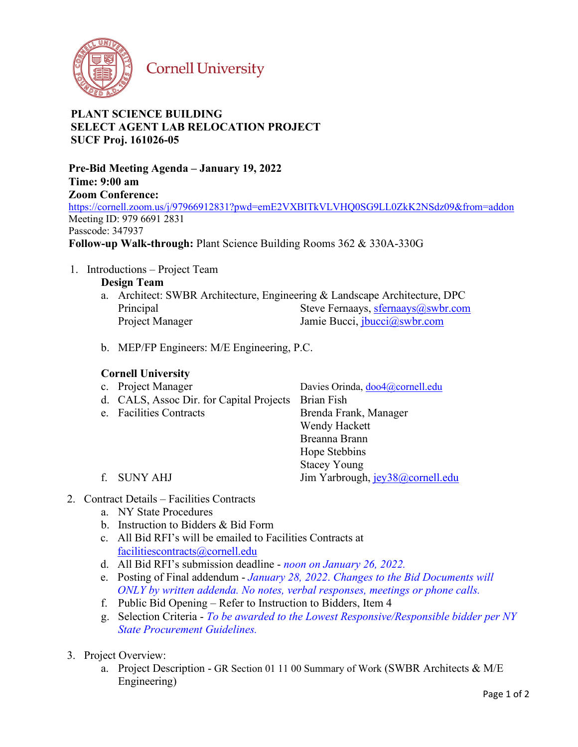Cornell University

**PLANT SCIENCE BUILDING**
**SELECT AGENT LAB RELOCATION PROJECT**
**SUCF Proj. 161026-05**

**Pre-Bid Meeting Agenda – January 19, 2022**
**Time: 9:00 am**
**Zoom Conference:**
https://cornell.zoom.us/j/97966912831?pwd=emE2VXBITkVLVHQ0SG9LL0ZkK2NSdz09&from=addon
Meeting ID: 979 6691 2831
Passcode: 347937
**Follow-up Walk-through:** Plant Science Building Rooms 362 & 330A-330G

1. Introductions – Project Team

   **Design Team**

   a. Architect: SWBR Architecture, Engineering & Landscape Architecture, DPC
      Principal — Steve Fernaays, sfernaays@swbr.com
      Project Manager — Jamie Bucci, jbucci@swbr.com

   b. MEP/FP Engineers: M/E Engineering, P.C.

   **Cornell University**

   c. Project Manager — Davies Orinda, doo4@cornell.edu
   d. CALS, Assoc Dir. for Capital Projects — Brian Fish
   e. Facilities Contracts — Brenda Frank, Manager; Wendy Hackett; Breanna Brann; Hope Stebbins; Stacey Young
   f. SUNY AHJ — Jim Yarbrough, jey38@cornell.edu

2. Contract Details – Facilities Contracts
   a. NY State Procedures
   b. Instruction to Bidders & Bid Form
   c. All Bid RFI's will be emailed to Facilities Contracts at facilitiescontracts@cornell.edu
   d. All Bid RFI's submission deadline - *noon on January 26, 2022.*
   e. Posting of Final addendum - *January 28, 2022. Changes to the Bid Documents will ONLY by written addenda. No notes, verbal responses, meetings or phone calls.*
   f. Public Bid Opening – Refer to Instruction to Bidders, Item 4
   g. Selection Criteria - *To be awarded to the Lowest Responsive/Responsible bidder per NY State Procurement Guidelines.*

3. Project Overview:
   a. Project Description - GR Section 01 11 00 Summary of Work (SWBR Architects & M/E Engineering)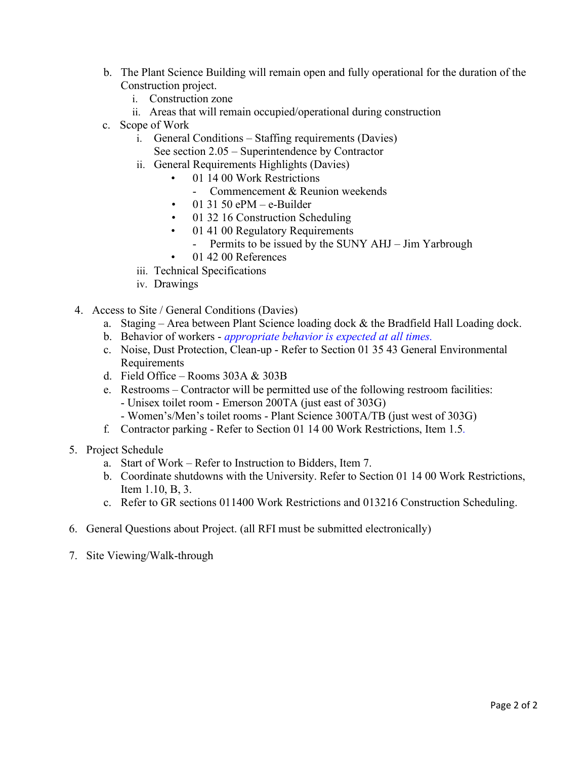b. The Plant Science Building will remain open and fully operational for the duration of the Construction project.
    i. Construction zone
    ii. Areas that will remain occupied/operational during construction

c. Scope of Work
    i. General Conditions – Staffing requirements (Davies)
       See section 2.05 – Superintendence by Contractor
    ii. General Requirements Highlights (Davies)
        - 01 14 00 Work Restrictions
            - Commencement & Reunion weekends
        - 01 31 50 ePM – e-Builder
        - 01 32 16 Construction Scheduling
        - 01 41 00 Regulatory Requirements
            - Permits to be issued by the SUNY AHJ – Jim Yarbrough
        - 01 42 00 References
    iii. Technical Specifications
    iv. Drawings

4. Access to Site / General Conditions (Davies)
    a. Staging – Area between Plant Science loading dock & the Bradfield Hall Loading dock.
    b. Behavior of workers - *appropriate behavior is expected at all times.*
    c. Noise, Dust Protection, Clean-up - Refer to Section 01 35 43 General Environmental Requirements
    d. Field Office – Rooms 303A & 303B
    e. Restrooms – Contractor will be permitted use of the following restroom facilities:
        - Unisex toilet room - Emerson 200TA (just east of 303G)
        - Women's/Men's toilet rooms - Plant Science 300TA/TB (just west of 303G)
    f. Contractor parking - Refer to Section 01 14 00 Work Restrictions, Item 1.5.

5. Project Schedule
    a. Start of Work – Refer to Instruction to Bidders, Item 7.
    b. Coordinate shutdowns with the University. Refer to Section 01 14 00 Work Restrictions, Item 1.10, B, 3.
    c. Refer to GR sections 011400 Work Restrictions and 013216 Construction Scheduling.

6. General Questions about Project. (all RFI must be submitted electronically)

7. Site Viewing/Walk-through